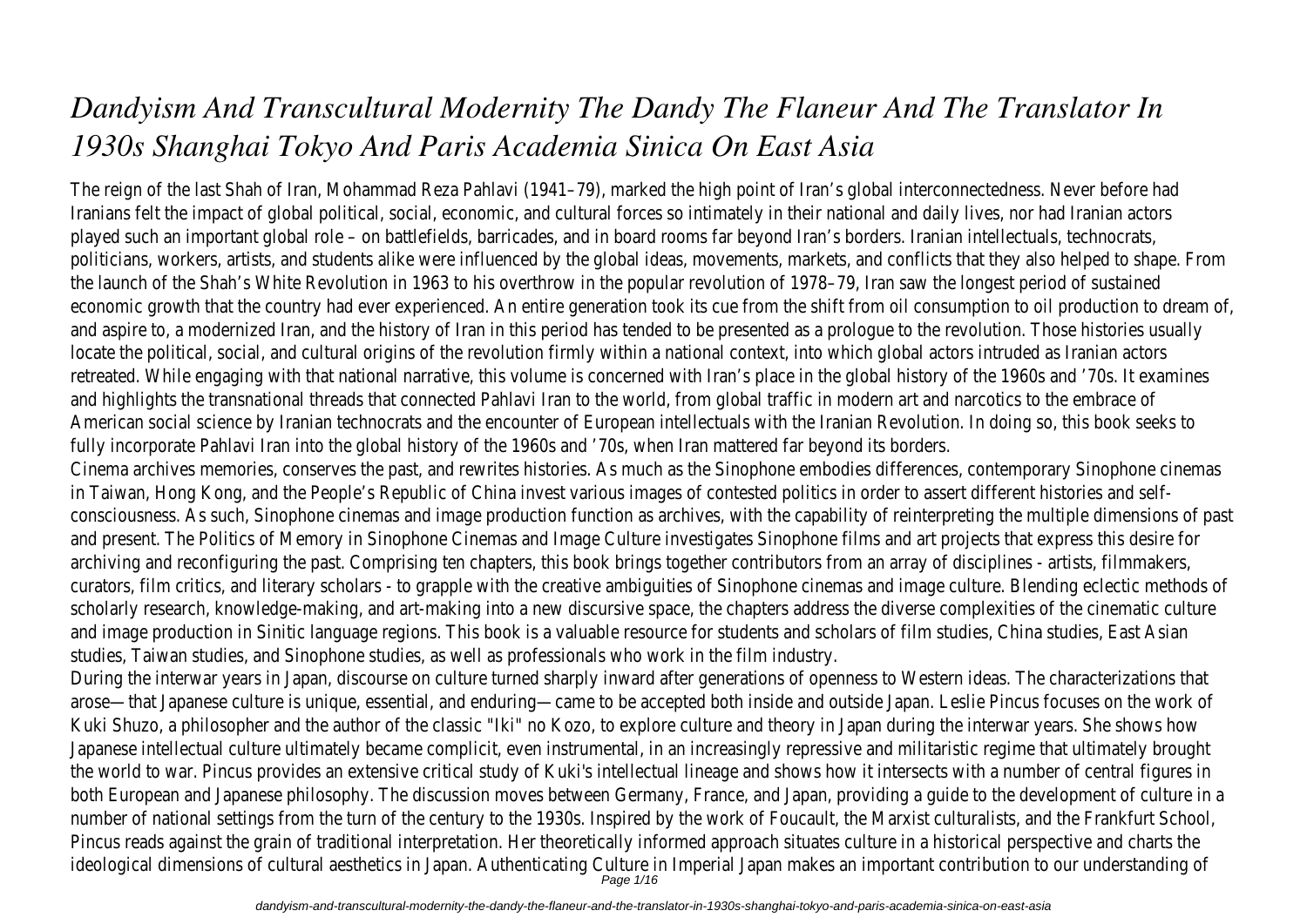# *Dandyism And Transcultural Modernity The Dandy The Flaneur And The Translator In 1930s Shanghai Tokyo And Paris Academia Sinica On East Asia*

The reign of the last Shah of Iran, Mohammad Reza Pahlavi (1941–79), marked the high point of Iran's global interconnectedness. Never before had Iranians felt the impact of global political, social, economic, and cultural forces so intimately in their national and daily lives, nor had Iranian actors played such an important global role – on battlefields, barricades, and in board rooms far beyond Iran's borders. Iranian intellectuals, technocrats, politicians, workers, artists, and students alike were influenced by the global ideas, movements, markets, and conflicts that they also helped to shape. From the launch of the Shah's White Revolution in 1963 to his overthrow in the popular revolution of 1978–79, Iran saw the longest period of sustained economic growth that the country had ever experienced. An entire generation took its cue from the shift from oil consumption to oil production to dream of, and aspire to, a modernized Iran, and the history of Iran in this period has tended to be presented as a prologue to the revolution. Those histories usually locate the political, social, and cultural origins of the revolution firmly within a national context, into which global actors intruded as Iranian actors retreated. While engaging with that national narrative, this volume is concerned with Iran's place in the global history of the 1960s and '70s. It examines and highlights the transnational threads that connected Pahlavi Iran to the world, from global traffic in modern art and narcotics to the embrace of American social science by Iranian technocrats and the encounter of European intellectuals with the Iranian Revolution. In doing so, this book seeks to fully incorporate Pahlavi Iran into the global history of the 1960s and '70s, when Iran mattered far beyond its borders.

Cinema archives memories, conserves the past, and rewrites histories. As much as the Sinophone embodies differences, contemporary Sinophone cinemas in Taiwan, Hong Kong, and the People's Republic of China invest various images of contested politics in order to assert different histories and self-consciousness. As such, Sinophone cinemas and image production function as archives, with the capability of reinterpreting the multiple dimensions of past and present. The Politics of Memory in Sinophone Cinemas and Image Culture investigates Sinophone films and art projects that express this desire for archiving and reconfiguring the past. Comprising ten chapters, this book brings together contributors from an array of disciplines - artists, filmmakers, curators, film critics, and literary scholars - to grapple with the creative ambiguities of Sinophone cinemas and image culture. Blending eclectic methods of scholarly research, knowledge-making, and art-making into a new discursive space, the chapters address the diverse complexities of the cinematic culture and image production in Sinitic language regions. This book is a valuable resource for students and scholars of film studies, China studies, East Asian studies, Taiwan studies, and Sinophone studies, as well as professionals who work in the film industry.

During the interwar years in Japan, discourse on culture turned sharply inward after generations of openness to Western ideas. The characterizations that arose—that Japanese culture is unique, essential, and enduring—came to be accepted both inside and outside Japan. Leslie Pincus focuses on the work of Kuki Shuzo, a philosopher and the author of the classic "Iki" no Kozo, to explore culture and theory in Japan during the interwar years. She shows how Japanese intellectual culture ultimately became complicit, even instrumental, in an increasingly repressive and militaristic regime that ultimately brought the world to war. Pincus provides an extensive critical study of Kuki's intellectual lineage and shows how it intersects with a number of central figures in both European and Japanese philosophy. The discussion moves between Germany, France, and Japan, providing a guide to the development of culture in a number of national settings from the turn of the century to the 1930s. Inspired by the work of Foucault, the Marxist culturalists, and the Frankfurt School, Pincus reads against the grain of traditional interpretation. Her theoretically informed approach situates culture in a historical perspective and charts the ideological dimensions of cultural aesthetics in Japan. Authenticating Culture in Imperial Japan makes an important contribution to our understanding of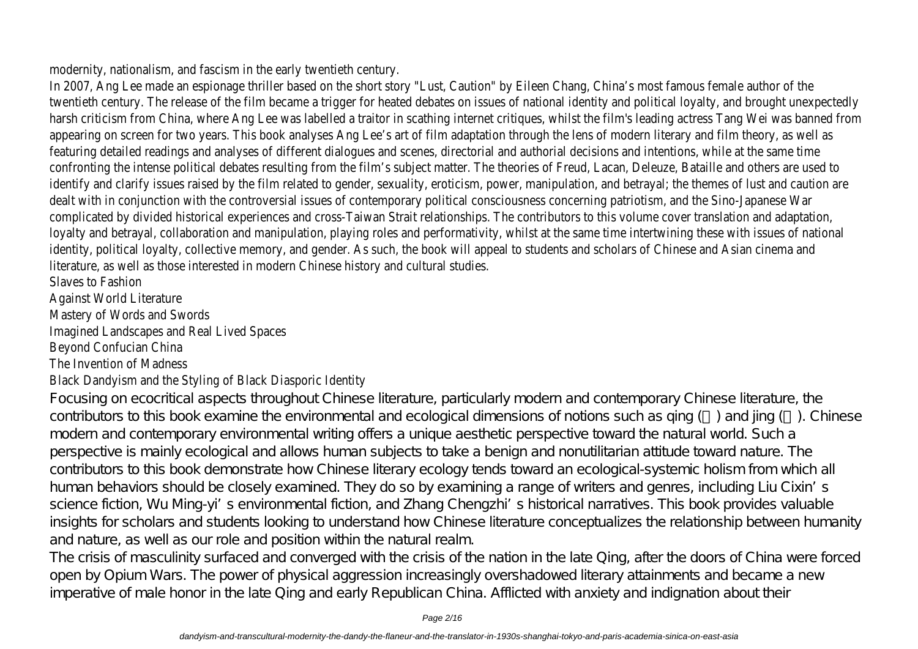modernity, nationalism, and fascism in the early twentieth century.

In 2007, Ang Lee made an espionage thriller based on the short story "Lust, Caution" by Eileen Chang, China's most famous female author of the twentieth century. The release of the film became a trigger for heated debates on issues of national identity and political loyalty, and brought unexpectedly harsh criticism from China, where Ang Lee was labelled a traitor in scathing internet critiques, whilst the film's leading actress Tang Wei was banned from appearing on screen for two years. This book analyses Ang Lee's art of film adaptation through the lens of modern literary and film theory, as well as featuring detailed readings and analyses of different dialogues and scenes, directorial and authorial decisions and intentions, while at the same time confronting the intense political debates resulting from the film's subject matter. The theories of Freud, Lacan, Deleuze, Bataille and others are used to identify and clarify issues raised by the film related to gender, sexuality, eroticism, power, manipulation, and betrayal; the themes of lust and caution are dealt with in conjunction with the controversial issues of contemporary political consciousness concerning patriotism, and the Sino-Japanese War complicated by divided historical experiences and cross-Taiwan Strait relationships. The contributors to this volume cover translation and adaptation, loyalty and betrayal, collaboration and manipulation, playing roles and performativity, whilst at the same time intertwining these with issues of national identity, political loyalty, collective memory, and gender. As such, the book will appeal to students and scholars of Chinese and Asian cinema and literature, as well as those interested in modern Chinese history and cultural studies.

Slaves to Fashion
Against World Literature
Mastery of Words and Swords
Imagined Landscapes and Real Lived Spaces
Beyond Confucian China
The Invention of Madness
Black Dandyism and the Styling of Black Diasporic Identity

Focusing on ecocritical aspects throughout Chinese literature, particularly modern and contemporary Chinese literature, the contributors to this book examine the environmental and ecological dimensions of notions such as qing (情) and jing (景). Chinese modern and contemporary environmental writing offers a unique aesthetic perspective toward the natural world. Such a perspective is mainly ecological and allows human subjects to take a benign and nonutilitarian attitude toward nature. The contributors to this book demonstrate how Chinese literary ecology tends toward an ecological-systemic holism from which all human behaviors should be closely examined. They do so by examining a range of writers and genres, including Liu Cixin's science fiction, Wu Ming-yi's environmental fiction, and Zhang Chengzhi's historical narratives. This book provides valuable insights for scholars and students looking to understand how Chinese literature conceptualizes the relationship between humanity and nature, as well as our role and position within the natural realm.

The crisis of masculinity surfaced and converged with the crisis of the nation in the late Qing, after the doors of China were forced open by Opium Wars. The power of physical aggression increasingly overshadowed literary attainments and became a new imperative of male honor in the late Qing and early Republican China. Afflicted with anxiety and indignation about their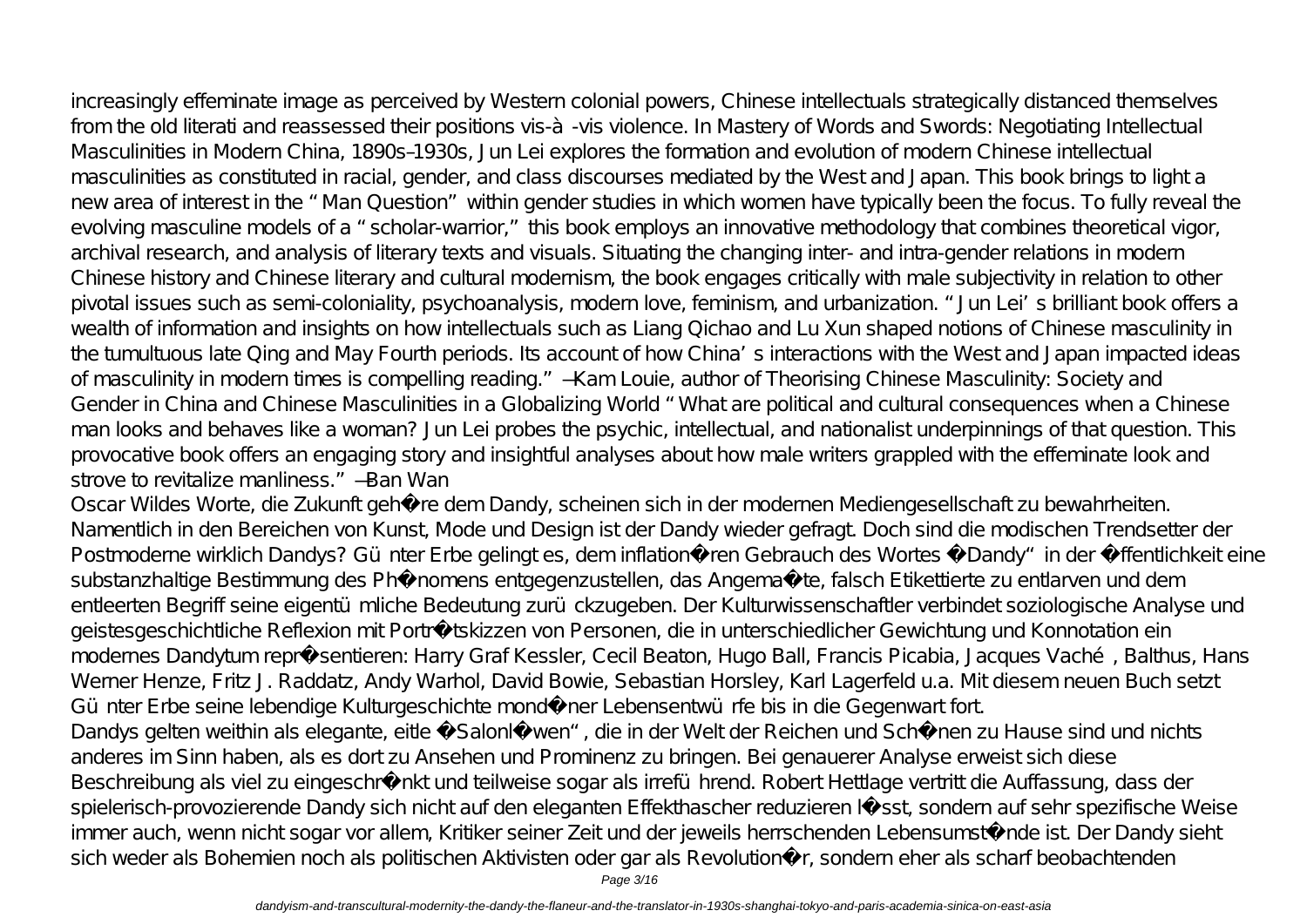increasingly effeminate image as perceived by Western colonial powers, Chinese intellectuals strategically distanced themselves from the old literati and reassessed their positions vis-à-vis violence. In Mastery of Words and Swords: Negotiating Intellectual Masculinities in Modern China, 1890s–1930s, Jun Lei explores the formation and evolution of modern Chinese intellectual masculinities as constituted in racial, gender, and class discourses mediated by the West and Japan. This book brings to light a new area of interest in the "Man Question" within gender studies in which women have typically been the focus. To fully reveal the evolving masculine models of a "scholar-warrior," this book employs an innovative methodology that combines theoretical vigor, archival research, and analysis of literary texts and visuals. Situating the changing inter- and intra-gender relations in modern Chinese history and Chinese literary and cultural modernism, the book engages critically with male subjectivity in relation to other pivotal issues such as semi-coloniality, psychoanalysis, modern love, feminism, and urbanization. "Jun Lei's brilliant book offers a wealth of information and insights on how intellectuals such as Liang Qichao and Lu Xun shaped notions of Chinese masculinity in the tumultuous late Qing and May Fourth periods. Its account of how China's interactions with the West and Japan impacted ideas of masculinity in modern times is compelling reading." —Kam Louie, author of Theorising Chinese Masculinity: Society and Gender in China and Chinese Masculinities in a Globalizing World "What are political and cultural consequences when a Chinese man looks and behaves like a woman? Jun Lei probes the psychic, intellectual, and nationalist underpinnings of that question. This provocative book offers an engaging story and insightful analyses about how male writers grappled with the effeminate look and strove to revitalize manliness." —Ban Wan

Oscar Wildes Worte, die Zukunft gehöre dem Dandy, scheinen sich in der modernen Mediengesellschaft zu bewahrheiten. Namentlich in den Bereichen von Kunst, Mode und Design ist der Dandy wieder gefragt. Doch sind die modischen Trendsetter der Postmoderne wirklich Dandys? Günter Erbe gelingt es, dem inflationären Gebrauch des Wortes „Dandy" in der Öffentlichkeit eine substanzhaltige Bestimmung des Phänomens entgegenzustellen, das Angemaßte, falsch Etikettierte zu entlarven und dem entleerten Begriff seine eigentümliche Bedeutung zurückzugeben. Der Kulturwissenschaftler verbindet soziologische Analyse und geistesgeschichtliche Reflexion mit Porträtskizzen von Personen, die in unterschiedlicher Gewichtung und Konnotation ein modernes Dandytum repräsentieren: Harry Graf Kessler, Cecil Beaton, Hugo Ball, Francis Picabia, Jacques Vaché, Balthus, Hans Werner Henze, Fritz J. Raddatz, Andy Warhol, David Bowie, Sebastian Horsley, Karl Lagerfeld u.a. Mit diesem neuen Buch setzt Günter Erbe seine lebendige Kulturgeschichte mondäner Lebensentwürfe bis in die Gegenwart fort.

Dandys gelten weithin als elegante, eitle „Salonlöwen", die in der Welt der Reichen und Schönen zu Hause sind und nichts anderes im Sinn haben, als es dort zu Ansehen und Prominenz zu bringen. Bei genauerer Analyse erweist sich diese Beschreibung als viel zu eingeschränkt und teilweise sogar als irreführend. Robert Hettlage vertritt die Auffassung, dass der spielerisch-provozierende Dandy sich nicht auf den eleganten Effekthascher reduzieren lässt, sondern auf sehr spezifische Weise immer auch, wenn nicht sogar vor allem, Kritiker seiner Zeit und der jeweils herrschenden Lebensumstände ist. Der Dandy sieht sich weder als Bohemien noch als politischen Aktivisten oder gar als Revolutionär, sondern eher als scharf beobachtenden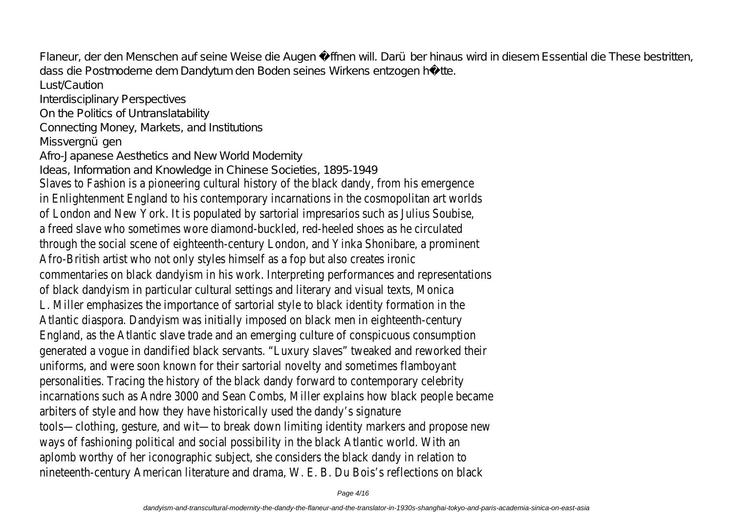Flaneur, der den Menschen auf seine Weise die Augen öffnen will. Darüber hinaus wird in diesem Essential die These bestritten, dass die Postmoderne dem Dandytum den Boden seines Wirkens entzogen hätte.

Lust/Caution

Interdisciplinary Perspectives

On the Politics of Untranslatability

Connecting Money, Markets, and Institutions

Missvergnügen

Afro-Japanese Aesthetics and New World Modernity

Ideas, Information and Knowledge in Chinese Societies, 1895-1949

Slaves to Fashion is a pioneering cultural history of the black dandy, from his emergence in Enlightenment England to his contemporary incarnations in the cosmopolitan art worlds of London and New York. It is populated by sartorial impresarios such as Julius Soubise, a freed slave who sometimes wore diamond-buckled, red-heeled shoes as he circulated through the social scene of eighteenth-century London, and Yinka Shonibare, a prominent Afro-British artist who not only styles himself as a fop but also creates ironic commentaries on black dandyism in his work. Interpreting performances and representations of black dandyism in particular cultural settings and literary and visual texts, Monica L. Miller emphasizes the importance of sartorial style to black identity formation in the Atlantic diaspora. Dandyism was initially imposed on black men in eighteenth-century England, as the Atlantic slave trade and an emerging culture of conspicuous consumption generated a vogue in dandified black servants. "Luxury slaves" tweaked and reworked their uniforms, and were soon known for their sartorial novelty and sometimes flamboyant personalities. Tracing the history of the black dandy forward to contemporary celebrity incarnations such as Andre 3000 and Sean Combs, Miller explains how black people became arbiters of style and how they have historically used the dandy's signature tools—clothing, gesture, and wit—to break down limiting identity markers and propose new ways of fashioning political and social possibility in the black Atlantic world. With an aplomb worthy of her iconographic subject, she considers the black dandy in relation to nineteenth-century American literature and drama, W. E. B. Du Bois's reflections on black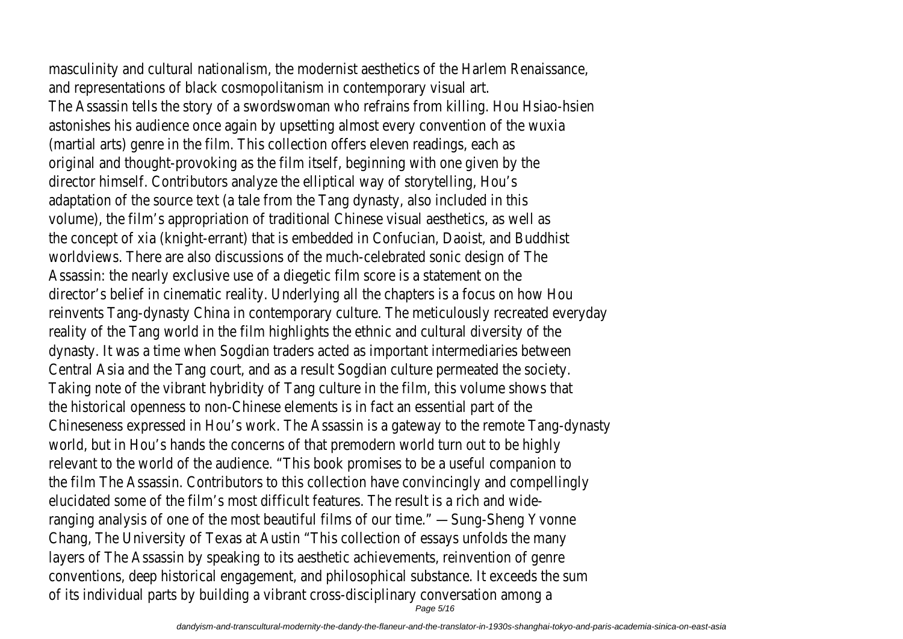masculinity and cultural nationalism, the modernist aesthetics of the Harlem Renaissance, and representations of black cosmopolitanism in contemporary visual art.

The Assassin tells the story of a swordswoman who refrains from killing. Hou Hsiao-hsien astonishes his audience once again by upsetting almost every convention of the wuxia (martial arts) genre in the film. This collection offers eleven readings, each as original and thought-provoking as the film itself, beginning with one given by the director himself. Contributors analyze the elliptical way of storytelling, Hou's adaptation of the source text (a tale from the Tang dynasty, also included in this volume), the film's appropriation of traditional Chinese visual aesthetics, as well as the concept of xia (knight-errant) that is embedded in Confucian, Daoist, and Buddhist worldviews. There are also discussions of the much-celebrated sonic design of The Assassin: the nearly exclusive use of a diegetic film score is a statement on the director's belief in cinematic reality. Underlying all the chapters is a focus on how Hou reinvents Tang-dynasty China in contemporary culture. The meticulously recreated everyday reality of the Tang world in the film highlights the ethnic and cultural diversity of the dynasty. It was a time when Sogdian traders acted as important intermediaries between Central Asia and the Tang court, and as a result Sogdian culture permeated the society. Taking note of the vibrant hybridity of Tang culture in the film, this volume shows that the historical openness to non-Chinese elements is in fact an essential part of the Chineseness expressed in Hou's work. The Assassin is a gateway to the remote Tang-dynasty world, but in Hou's hands the concerns of that premodern world turn out to be highly relevant to the world of the audience. "This book promises to be a useful companion to the film The Assassin. Contributors to this collection have convincingly and compellingly elucidated some of the film's most difficult features. The result is a rich and wide-ranging analysis of one of the most beautiful films of our time." —Sung-Sheng Yvonne Chang, The University of Texas at Austin "This collection of essays unfolds the many layers of The Assassin by speaking to its aesthetic achievements, reinvention of genre conventions, deep historical engagement, and philosophical substance. It exceeds the sum of its individual parts by building a vibrant cross-disciplinary conversation among a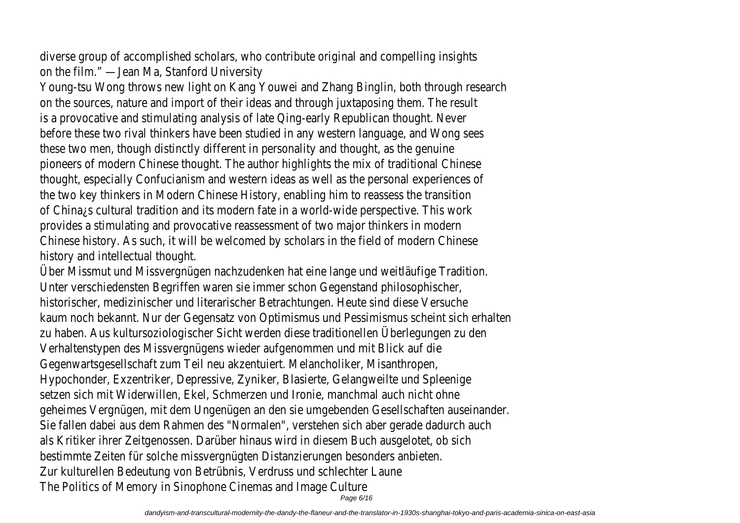diverse group of accomplished scholars, who contribute original and compelling insights on the film." —Jean Ma, Stanford University

Young-tsu Wong throws new light on Kang Youwei and Zhang Binglin, both through research on the sources, nature and import of their ideas and through juxtaposing them. The result is a provocative and stimulating analysis of late Qing-early Republican thought. Never before these two rival thinkers have been studied in any western language, and Wong sees these two men, though distinctly different in personality and thought, as the genuine pioneers of modern Chinese thought. The author highlights the mix of traditional Chinese thought, especially Confucianism and western ideas as well as the personal experiences of the two key thinkers in Modern Chinese History, enabling him to reassess the transition of China¿s cultural tradition and its modern fate in a world-wide perspective. This work provides a stimulating and provocative reassessment of two major thinkers in modern Chinese history. As such, it will be welcomed by scholars in the field of modern Chinese history and intellectual thought.

Über Missmut und Missvergnügen nachzudenken hat eine lange und weitläufige Tradition. Unter verschiedensten Begriffen waren sie immer schon Gegenstand philosophischer, historischer, medizinischer und literarischer Betrachtungen. Heute sind diese Versuche kaum noch bekannt. Nur der Gegensatz von Optimismus und Pessimismus scheint sich erhalten zu haben. Aus kultursoziologischer Sicht werden diese traditionellen Überlegungen zu den Verhaltenstypen des Missvergnügens wieder aufgenommen und mit Blick auf die Gegenwartsgesellschaft zum Teil neu akzentuiert. Melancholiker, Misanthropen, Hypochonder, Exzentriker, Depressive, Zyniker, Blasierte, Gelangweilte und Spleenige setzen sich mit Widerwillen, Ekel, Schmerzen und Ironie, manchmal auch nicht ohne geheimes Vergnügen, mit dem Ungenügen an den sie umgebenden Gesellschaften auseinander. Sie fallen dabei aus dem Rahmen des "Normalen", verstehen sich aber gerade dadurch auch als Kritiker ihrer Zeitgenossen. Darüber hinaus wird in diesem Buch ausgelotet, ob sich bestimmte Zeiten für solche missvergnügten Distanzierungen besonders anbieten.

Zur kulturellen Bedeutung von Betrübnis, Verdruss und schlechter Laune

The Politics of Memory in Sinophone Cinemas and Image Culture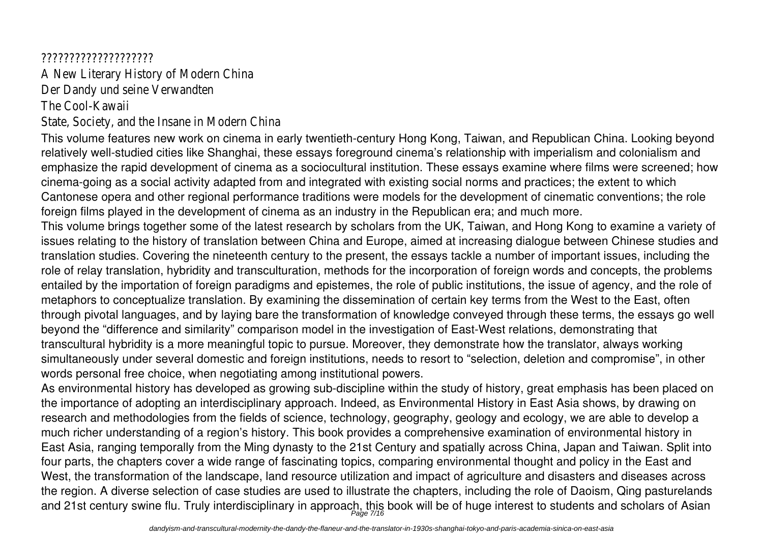????????????????????

A New Literary History of Modern China

Der Dandy und seine Verwandten

The Cool-Kawaii

State, Society, and the Insane in Modern China

This volume features new work on cinema in early twentieth-century Hong Kong, Taiwan, and Republican China. Looking beyond relatively well-studied cities like Shanghai, these essays foreground cinema's relationship with imperialism and colonialism and emphasize the rapid development of cinema as a sociocultural institution. These essays examine where films were screened; how cinema-going as a social activity adapted from and integrated with existing social norms and practices; the extent to which Cantonese opera and other regional performance traditions were models for the development of cinematic conventions; the role foreign films played in the development of cinema as an industry in the Republican era; and much more.

This volume brings together some of the latest research by scholars from the UK, Taiwan, and Hong Kong to examine a variety of issues relating to the history of translation between China and Europe, aimed at increasing dialogue between Chinese studies and translation studies. Covering the nineteenth century to the present, the essays tackle a number of important issues, including the role of relay translation, hybridity and transculturation, methods for the incorporation of foreign words and concepts, the problems entailed by the importation of foreign paradigms and epistemes, the role of public institutions, the issue of agency, and the role of metaphors to conceptualize translation. By examining the dissemination of certain key terms from the West to the East, often through pivotal languages, and by laying bare the transformation of knowledge conveyed through these terms, the essays go well beyond the "difference and similarity" comparison model in the investigation of East-West relations, demonstrating that transcultural hybridity is a more meaningful topic to pursue. Moreover, they demonstrate how the translator, always working simultaneously under several domestic and foreign institutions, needs to resort to "selection, deletion and compromise", in other words personal free choice, when negotiating among institutional powers.

As environmental history has developed as growing sub-discipline within the study of history, great emphasis has been placed on the importance of adopting an interdisciplinary approach. Indeed, as Environmental History in East Asia shows, by drawing on research and methodologies from the fields of science, technology, geography, geology and ecology, we are able to develop a much richer understanding of a region's history. This book provides a comprehensive examination of environmental history in East Asia, ranging temporally from the Ming dynasty to the 21st Century and spatially across China, Japan and Taiwan. Split into four parts, the chapters cover a wide range of fascinating topics, comparing environmental thought and policy in the East and West, the transformation of the landscape, land resource utilization and impact of agriculture and disasters and diseases across the region. A diverse selection of case studies are used to illustrate the chapters, including the role of Daoism, Qing pasturelands and 21st century swine flu. Truly interdisciplinary in approach, this book will be of huge interest to students and scholars of Asian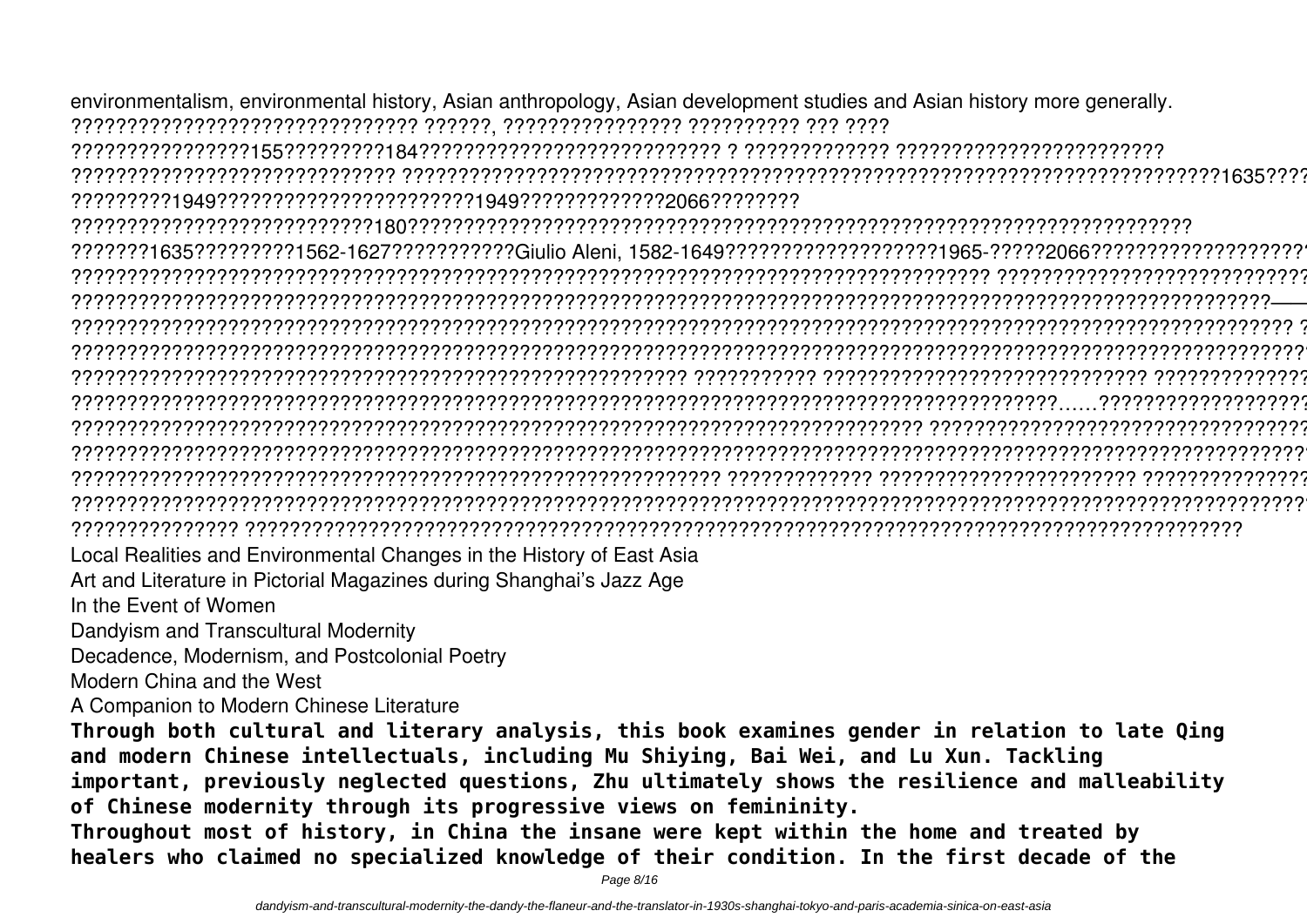environmentalism, environmental history, Asian anthropology, Asian development studies and Asian history more generally.

?????????????????????????????????? ??????, ????????????????? ?????????? ??? ????

?????????????????155?????????184???????????????????????????? ? ????????????? ?????????????????????????

?????????????????????????????? ??????????????????????????????????????????????????????????????????????????1635????

?????????1949??????????????????????????1949??????????????2066????????

???????????????????????????180?????????????????????????????????????????????????????????????????????

???????1635?????????1562-1627???????????Giulio Aleni, 1582-1649???????????????????1965-?????2066????????????????????

????????????????????????????????????????????????????????????????????????????????? ????????????????????????????

??????????????????????????????????????????????????????????????????????????????????????????????????????????????——

????????????????????????????????????????????????????????????????????????????????????????????????????????????????? ?

???????????????????????????????????????????????????????????????????????????????????????????????????????????????????

???????????????????????????????????????????????????????? ??????????? ?????????????????????????????? ??????????????

??????????????????????????????????????????????????????????????????????????????????????……????????????????????

??????????????????????????????????????????????????????????????????????????? ??????????????????????????????????

???????????????????????????????????????????????????????????????????????????????????????????????????????????????????

??????????????????????????????????????????????????????????? ????????????? ??????????????????????? ???????????????

???????????????????????????????????????????????????????????????????????????????????????????????????????????????????

??????????????? ??????????????????????????????????????????????????????????????????????????????????????????

Local Realities and Environmental Changes in the History of East Asia

Art and Literature in Pictorial Magazines during Shanghai's Jazz Age

In the Event of Women

Dandyism and Transcultural Modernity

Decadence, Modernism, and Postcolonial Poetry

Modern China and the West

A Companion to Modern Chinese Literature

**Through both cultural and literary analysis, this book examines gender in relation to late Qing and modern Chinese intellectuals, including Mu Shiying, Bai Wei, and Lu Xun. Tackling important, previously neglected questions, Zhu ultimately shows the resilience and malleability of Chinese modernity through its progressive views on femininity.**

**Throughout most of history, in China the insane were kept within the home and treated by healers who claimed no specialized knowledge of their condition. In the first decade of the**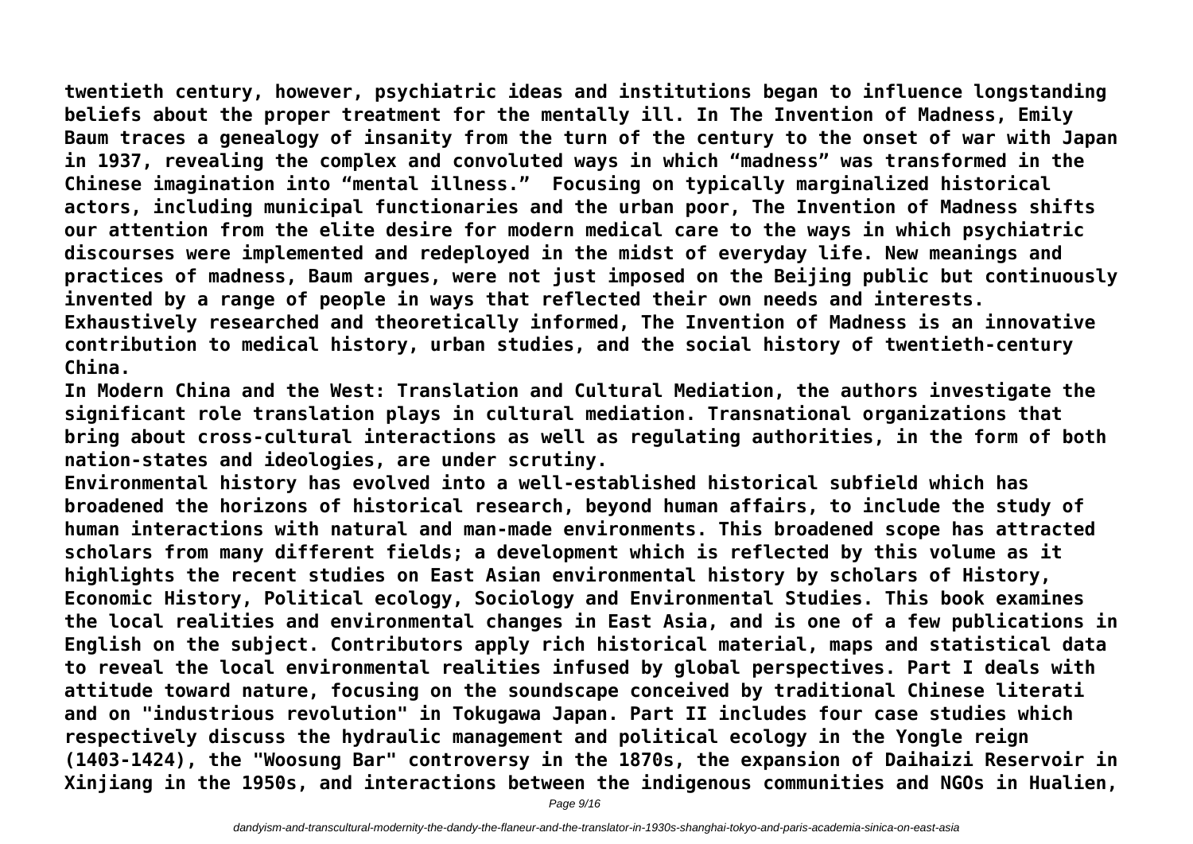twentieth century, however, psychiatric ideas and institutions began to influence longstanding beliefs about the proper treatment for the mentally ill. In The Invention of Madness, Emily Baum traces a genealogy of insanity from the turn of the century to the onset of war with Japan in 1937, revealing the complex and convoluted ways in which "madness" was transformed in the Chinese imagination into "mental illness." Focusing on typically marginalized historical actors, including municipal functionaries and the urban poor, The Invention of Madness shifts our attention from the elite desire for modern medical care to the ways in which psychiatric discourses were implemented and redeployed in the midst of everyday life. New meanings and practices of madness, Baum argues, were not just imposed on the Beijing public but continuously invented by a range of people in ways that reflected their own needs and interests. Exhaustively researched and theoretically informed, The Invention of Madness is an innovative contribution to medical history, urban studies, and the social history of twentieth-century China.

In Modern China and the West: Translation and Cultural Mediation, the authors investigate the significant role translation plays in cultural mediation. Transnational organizations that bring about cross-cultural interactions as well as regulating authorities, in the form of both nation-states and ideologies, are under scrutiny.

Environmental history has evolved into a well-established historical subfield which has broadened the horizons of historical research, beyond human affairs, to include the study of human interactions with natural and man-made environments. This broadened scope has attracted scholars from many different fields; a development which is reflected by this volume as it highlights the recent studies on East Asian environmental history by scholars of History, Economic History, Political ecology, Sociology and Environmental Studies. This book examines the local realities and environmental changes in East Asia, and is one of a few publications in English on the subject. Contributors apply rich historical material, maps and statistical data to reveal the local environmental realities infused by global perspectives. Part I deals with attitude toward nature, focusing on the soundscape conceived by traditional Chinese literati and on "industrious revolution" in Tokugawa Japan. Part II includes four case studies which respectively discuss the hydraulic management and political ecology in the Yongle reign (1403-1424), the "Woosung Bar" controversy in the 1870s, the expansion of Daihaizi Reservoir in Xinjiang in the 1950s, and interactions between the indigenous communities and NGOs in Hualien,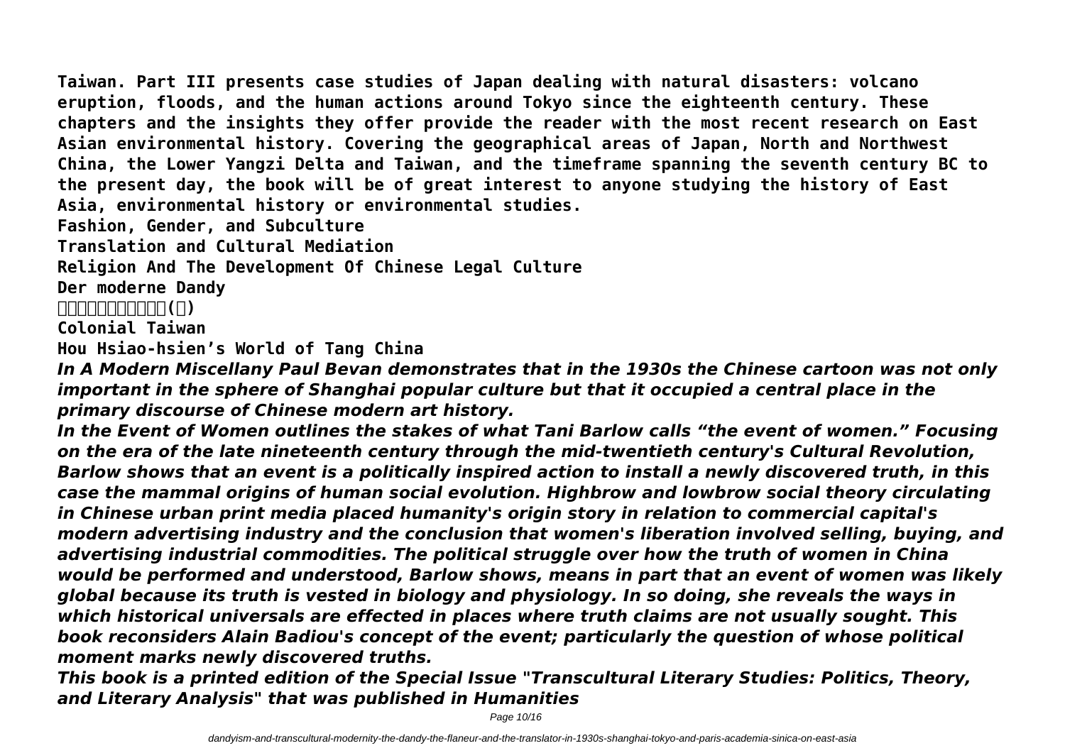**Taiwan. Part III presents case studies of Japan dealing with natural disasters: volcano eruption, floods, and the human actions around Tokyo since the eighteenth century. These chapters and the insights they offer provide the reader with the most recent research on East Asian environmental history. Covering the geographical areas of Japan, North and Northwest China, the Lower Yangzi Delta and Taiwan, and the timeframe spanning the seventh century BC to the present day, the book will be of great interest to anyone studying the history of East Asia, environmental history or environmental studies.**

**Fashion, Gender, and Subculture**

**Translation and Cultural Mediation**

**Religion And The Development Of Chinese Legal Culture**

**Der moderne Dandy**

**□□□□□□□□□□□(□)**

**Colonial Taiwan**

**Hou Hsiao-hsien's World of Tang China**

***In A Modern Miscellany Paul Bevan demonstrates that in the 1930s the Chinese cartoon was not only important in the sphere of Shanghai popular culture but that it occupied a central place in the primary discourse of Chinese modern art history.***

***In the Event of Women outlines the stakes of what Tani Barlow calls "the event of women." Focusing on the era of the late nineteenth century through the mid-twentieth century's Cultural Revolution, Barlow shows that an event is a politically inspired action to install a newly discovered truth, in this case the mammal origins of human social evolution. Highbrow and lowbrow social theory circulating in Chinese urban print media placed humanity's origin story in relation to commercial capital's modern advertising industry and the conclusion that women's liberation involved selling, buying, and advertising industrial commodities. The political struggle over how the truth of women in China would be performed and understood, Barlow shows, means in part that an event of women was likely global because its truth is vested in biology and physiology. In so doing, she reveals the ways in which historical universals are effected in places where truth claims are not usually sought. This book reconsiders Alain Badiou's concept of the event; particularly the question of whose political moment marks newly discovered truths.***

***This book is a printed edition of the Special Issue "Transcultural Literary Studies: Politics, Theory, and Literary Analysis" that was published in Humanities***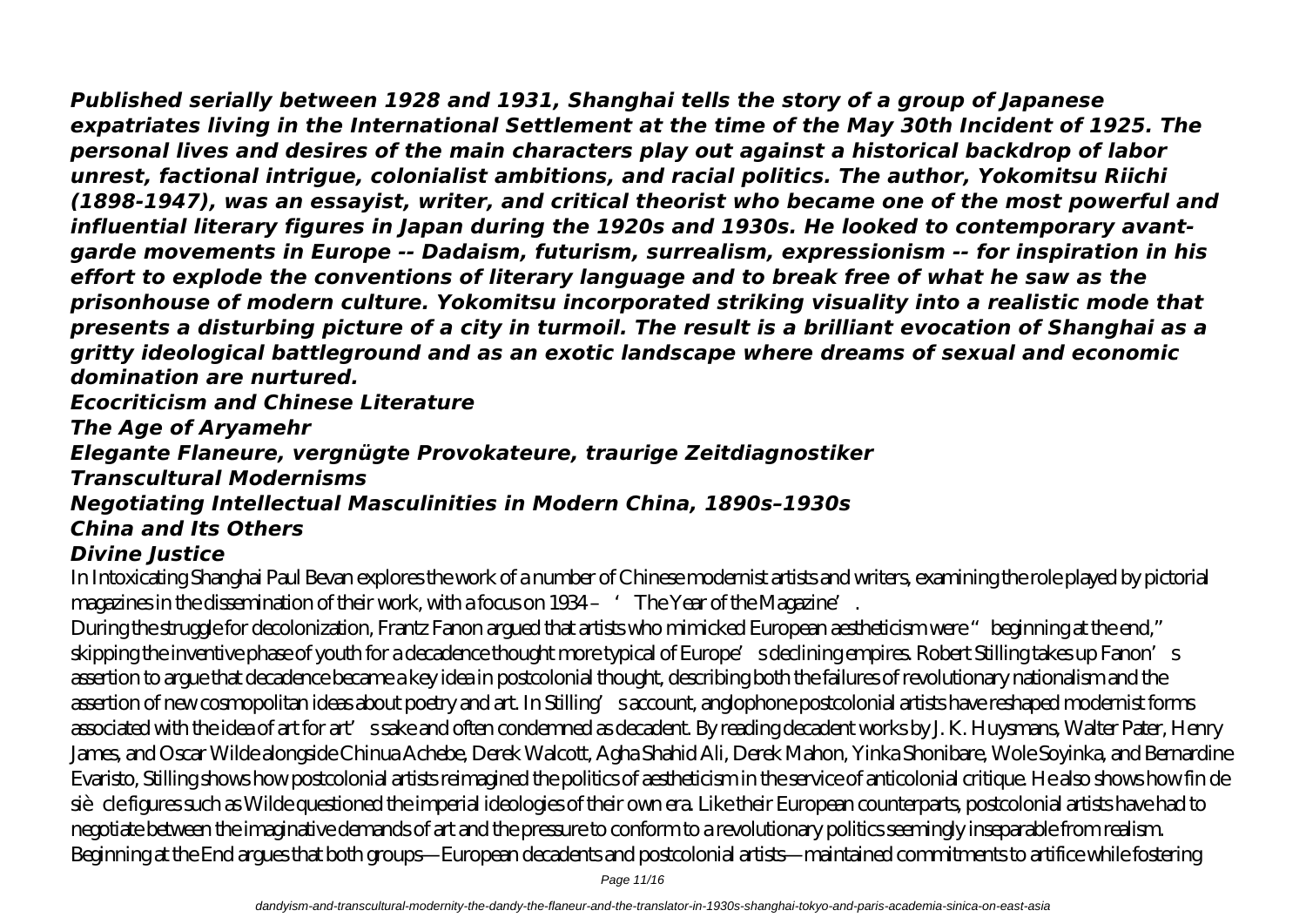***Published serially between 1928 and 1931, Shanghai tells the story of a group of Japanese expatriates living in the International Settlement at the time of the May 30th Incident of 1925. The personal lives and desires of the main characters play out against a historical backdrop of labor unrest, factional intrigue, colonialist ambitions, and racial politics. The author, Yokomitsu Riichi (1898-1947), was an essayist, writer, and critical theorist who became one of the most powerful and influential literary figures in Japan during the 1920s and 1930s. He looked to contemporary avant-garde movements in Europe -- Dadaism, futurism, surrealism, expressionism -- for inspiration in his effort to explode the conventions of literary language and to break free of what he saw as the prisonhouse of modern culture. Yokomitsu incorporated striking visuality into a realistic mode that presents a disturbing picture of a city in turmoil. The result is a brilliant evocation of Shanghai as a gritty ideological battleground and as an exotic landscape where dreams of sexual and economic domination are nurtured.***

***Ecocriticism and Chinese Literature***

***The Age of Aryamehr***

***Elegante Flaneure, vergnügte Provokateure, traurige Zeitdiagnostiker***

***Transcultural Modernisms***

***Negotiating Intellectual Masculinities in Modern China, 1890s–1930s***

***China and Its Others***

***Divine Justice***

In Intoxicating Shanghai Paul Bevan explores the work of a number of Chinese modernist artists and writers, examining the role played by pictorial magazines in the dissemination of their work, with a focus on 1934 – 'The Year of the Magazine'.

During the struggle for decolonization, Frantz Fanon argued that artists who mimicked European aestheticism were "beginning at the end," skipping the inventive phase of youth for a decadence thought more typical of Europe's declining empires. Robert Stilling takes up Fanon's assertion to argue that decadence became a key idea in postcolonial thought, describing both the failures of revolutionary nationalism and the assertion of new cosmopolitan ideas about poetry and art. In Stilling's account, anglophone postcolonial artists have reshaped modernist forms associated with the idea of art for art's sake and often condemned as decadent. By reading decadent works by J. K. Huysmans, Walter Pater, Henry James, and Oscar Wilde alongside Chinua Achebe, Derek Walcott, Agha Shahid Ali, Derek Mahon, Yinka Shonibare, Wole Soyinka, and Bernardine Evaristo, Stilling shows how postcolonial artists reimagined the politics of aestheticism in the service of anticolonial critique. He also shows how fin de siècle figures such as Wilde questioned the imperial ideologies of their own era. Like their European counterparts, postcolonial artists have had to negotiate between the imaginative demands of art and the pressure to conform to a revolutionary politics seemingly inseparable from realism. Beginning at the End argues that both groups—European decadents and postcolonial artists—maintained commitments to artifice while fostering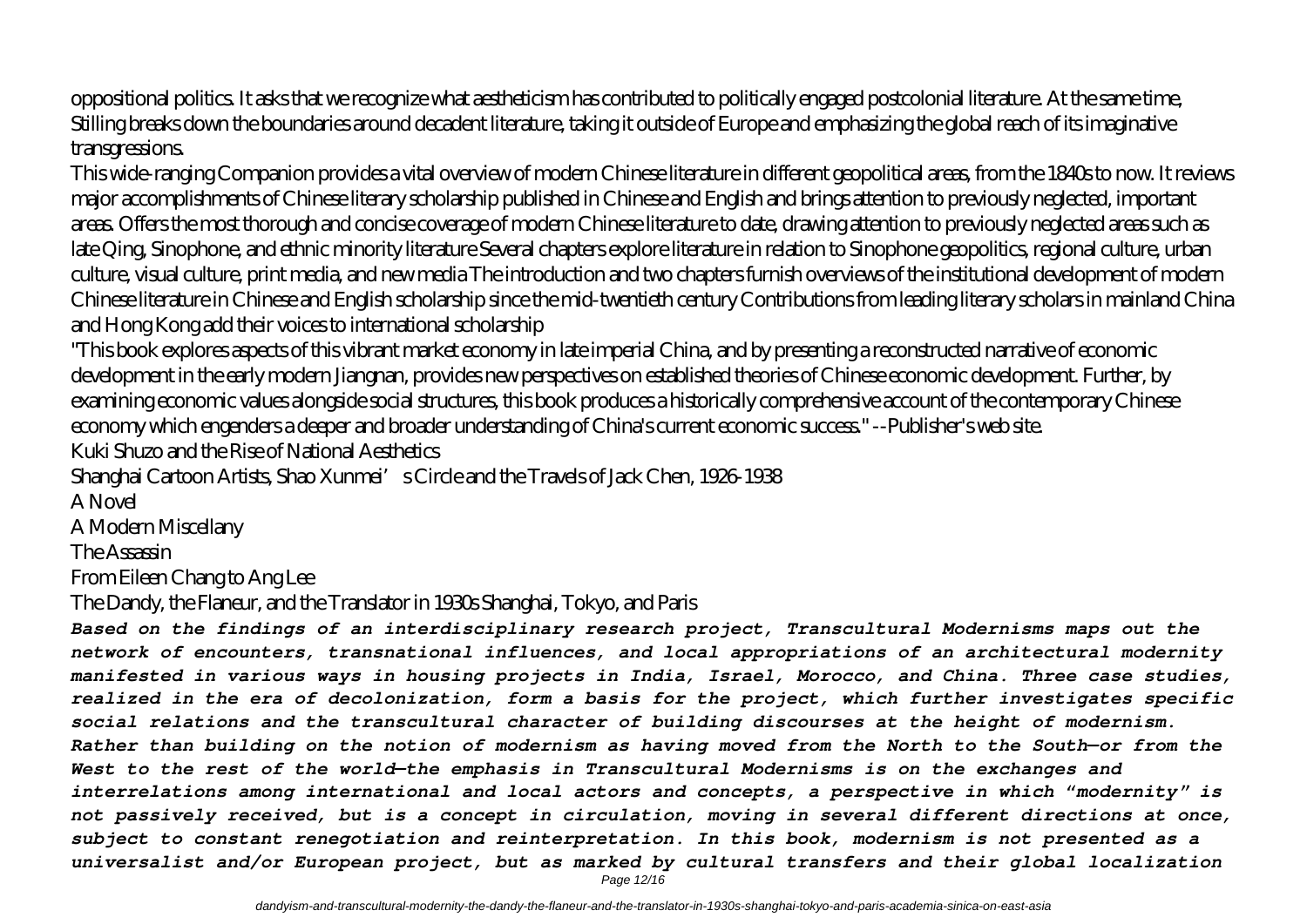oppositional politics. It asks that we recognize what aestheticism has contributed to politically engaged postcolonial literature. At the same time, Stilling breaks down the boundaries around decadent literature, taking it outside of Europe and emphasizing the global reach of its imaginative transgressions.

This wide-ranging Companion provides a vital overview of modern Chinese literature in different geopolitical areas, from the 1840s to now. It reviews major accomplishments of Chinese literary scholarship published in Chinese and English and brings attention to previously neglected, important areas. Offers the most thorough and concise coverage of modern Chinese literature to date, drawing attention to previously neglected areas such as late Qing, Sinophone, and ethnic minority literature Several chapters explore literature in relation to Sinophone geopolitics, regional culture, urban culture, visual culture, print media, and new media The introduction and two chapters furnish overviews of the institutional development of modern Chinese literature in Chinese and English scholarship since the mid-twentieth century Contributions from leading literary scholars in mainland China and Hong Kong add their voices to international scholarship

"This book explores aspects of this vibrant market economy in late imperial China, and by presenting a reconstructed narrative of economic development in the early modern Jiangnan, provides new perspectives on established theories of Chinese economic development. Further, by examining economic values alongside social structures, this book produces a historically comprehensive account of the contemporary Chinese economy which engenders a deeper and broader understanding of China's current economic success." --Publisher's web site.

Kuki Shuzo and the Rise of National Aesthetics

Shanghai Cartoon Artists, Shao Xunmei's Circle and the Travels of Jack Chen, 1926-1938

A Novel

A Modern Miscellany

The Assassin

From Eileen Chang to Ang Lee

The Dandy, the Flaneur, and the Translator in 1930s Shanghai, Tokyo, and Paris

***Based on the findings of an interdisciplinary research project, Transcultural Modernisms maps out the network of encounters, transnational influences, and local appropriations of an architectural modernity manifested in various ways in housing projects in India, Israel, Morocco, and China. Three case studies, realized in the era of decolonization, form a basis for the project, which further investigates specific social relations and the transcultural character of building discourses at the height of modernism. Rather than building on the notion of modernism as having moved from the North to the South—or from the West to the rest of the world—the emphasis in Transcultural Modernisms is on the exchanges and interrelations among international and local actors and concepts, a perspective in which "modernity" is not passively received, but is a concept in circulation, moving in several different directions at once, subject to constant renegotiation and reinterpretation. In this book, modernism is not presented as a universalist and/or European project, but as marked by cultural transfers and their global localization***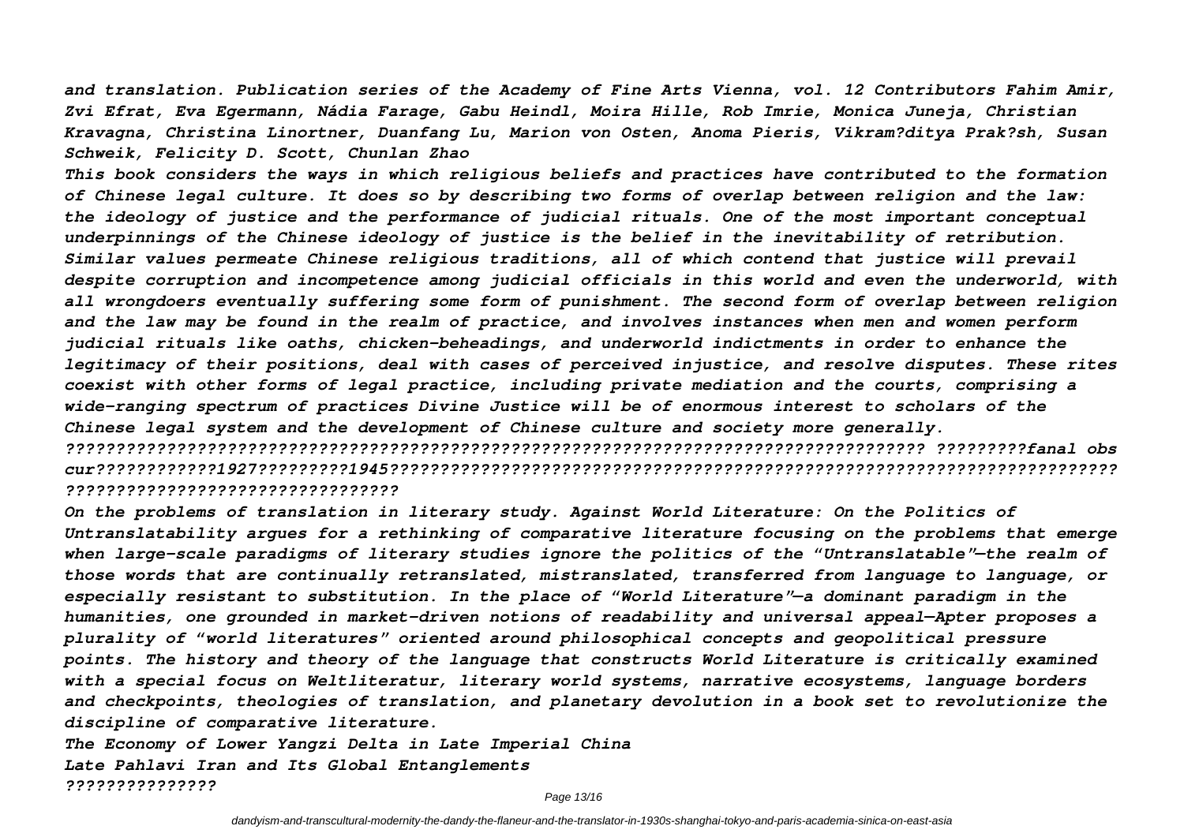*and translation. Publication series of the Academy of Fine Arts Vienna, vol. 12 Contributors Fahim Amir, Zvi Efrat, Eva Egermann, Nádia Farage, Gabu Heindl, Moira Hille, Rob Imrie, Monica Juneja, Christian Kravagna, Christina Linortner, Duanfang Lu, Marion von Osten, Anoma Pieris, Vikram?ditya Prak?sh, Susan Schweik, Felicity D. Scott, Chunlan Zhao*

*This book considers the ways in which religious beliefs and practices have contributed to the formation of Chinese legal culture. It does so by describing two forms of overlap between religion and the law: the ideology of justice and the performance of judicial rituals. One of the most important conceptual underpinnings of the Chinese ideology of justice is the belief in the inevitability of retribution. Similar values permeate Chinese religious traditions, all of which contend that justice will prevail despite corruption and incompetence among judicial officials in this world and even the underworld, with all wrongdoers eventually suffering some form of punishment. The second form of overlap between religion and the law may be found in the realm of practice, and involves instances when men and women perform judicial rituals like oaths, chicken-beheadings, and underworld indictments in order to enhance the legitimacy of their positions, deal with cases of perceived injustice, and resolve disputes. These rites coexist with other forms of legal practice, including private mediation and the courts, comprising a wide-ranging spectrum of practices Divine Justice will be of enormous interest to scholars of the Chinese legal system and the development of Chinese culture and society more generally.*

*???????????????????????????????????????????????????????????????????????????????? ?????????fanal obs cur????????????1927?????????1945?????????????????????????????????????????????????????????????????????????????????????????????????*

*On the problems of translation in literary study. Against World Literature: On the Politics of Untranslatability argues for a rethinking of comparative literature focusing on the problems that emerge when large-scale paradigms of literary studies ignore the politics of the "Untranslatable"—the realm of those words that are continually retranslated, mistranslated, transferred from language to language, or especially resistant to substitution. In the place of "World Literature"—a dominant paradigm in the humanities, one grounded in market-driven notions of readability and universal appeal—Apter proposes a plurality of "world literatures" oriented around philosophical concepts and geopolitical pressure points. The history and theory of the language that constructs World Literature is critically examined with a special focus on Weltliteratur, literary world systems, narrative ecosystems, language borders and checkpoints, theologies of translation, and planetary devolution in a book set to revolutionize the discipline of comparative literature.*

***The Economy of Lower Yangzi Delta in Late Imperial China***

***Late Pahlavi Iran and Its Global Entanglements***

***???????????????***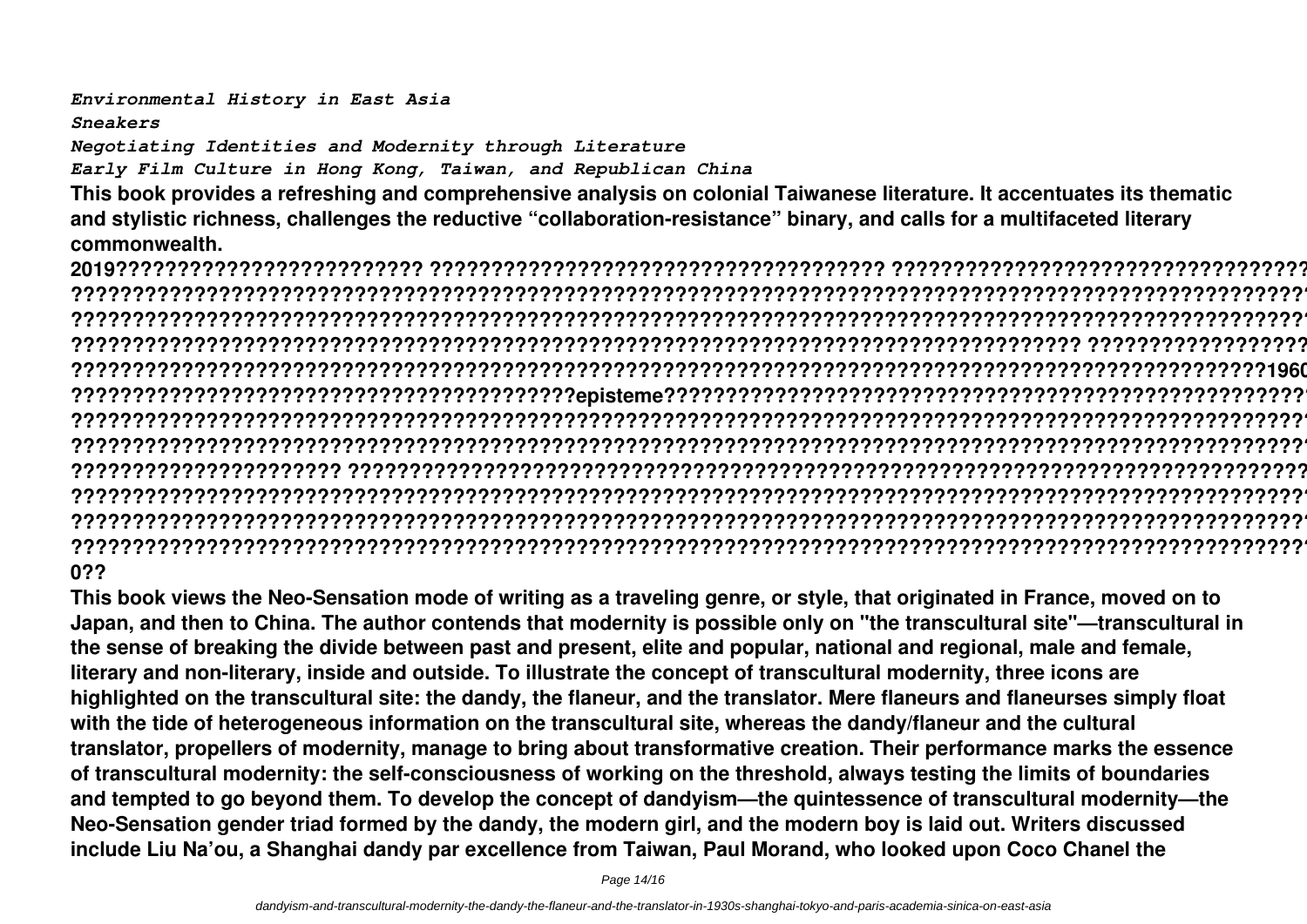*Environmental History in East Asia*

*Sneakers*

*Negotiating Identities and Modernity through Literature*

*Early Film Culture in Hong Kong, Taiwan, and Republican China*

**This book provides a refreshing and comprehensive analysis on colonial Taiwanese literature. It accentuates its thematic and stylistic richness, challenges the reductive "collaboration-resistance" binary, and calls for a multifaceted literary commonwealth.**

**2019??????????????????????????? ?????????????????????????????????????? ????????????????????????????????????
?????????????????????????????????????????????????????????????????????????????????????????????????????????????
?????????????????????????????????????????????????????????????????????????????????????????????????????????????
????????????????????????????????????????????????????????????????????????????????? ???????????????????
??????????????????????????????????????????????????????????????????????????????????????????????????????????1960
????????????????????????????????????????????episteme??????????????????????????????????????????????????????????
?????????????????????????????????????????????????????????????????????????????????????????????????????????????
?????????????????????????????????????????????????????????????????????????????????????????????????????????????
?????????????????????? ??????????????????????????????????????????????????????????????????????????????????
?????????????????????????????????????????????????????????????????????????????????????????????????????????????
?????????????????????????????????????????????????????????????????????????????????????????????????????????????
?????????????????????????????????????????????????????????????????????????????????????????????????????????????
0??**

**This book views the Neo-Sensation mode of writing as a traveling genre, or style, that originated in France, moved on to Japan, and then to China. The author contends that modernity is possible only on "the transcultural site"—transcultural in the sense of breaking the divide between past and present, elite and popular, national and regional, male and female, literary and non-literary, inside and outside. To illustrate the concept of transcultural modernity, three icons are highlighted on the transcultural site: the dandy, the flaneur, and the translator. Mere flaneurs and flaneurses simply float with the tide of heterogeneous information on the transcultural site, whereas the dandy/flaneur and the cultural translator, propellers of modernity, manage to bring about transformative creation. Their performance marks the essence of transcultural modernity: the self-consciousness of working on the threshold, always testing the limits of boundaries and tempted to go beyond them. To develop the concept of dandyism—the quintessence of transcultural modernity—the Neo-Sensation gender triad formed by the dandy, the modern girl, and the modern boy is laid out. Writers discussed include Liu Na'ou, a Shanghai dandy par excellence from Taiwan, Paul Morand, who looked upon Coco Chanel the**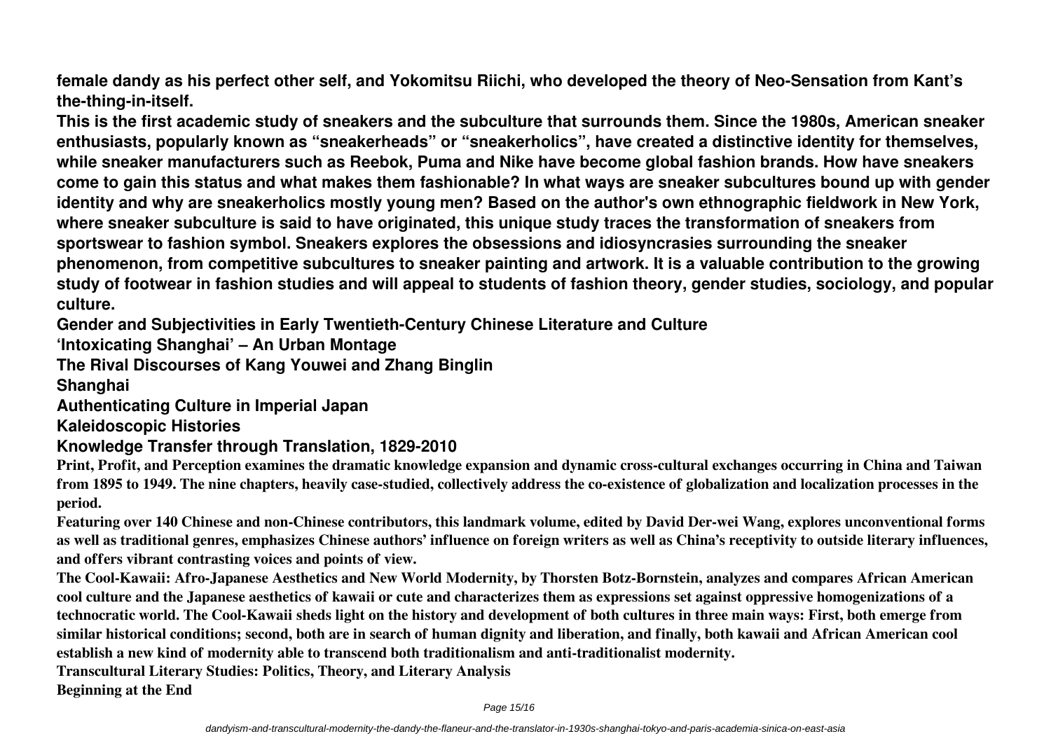female dandy as his perfect other self, and Yokomitsu Riichi, who developed the theory of Neo-Sensation from Kant's the-thing-in-itself.

This is the first academic study of sneakers and the subculture that surrounds them. Since the 1980s, American sneaker enthusiasts, popularly known as "sneakerheads" or "sneakerholics", have created a distinctive identity for themselves, while sneaker manufacturers such as Reebok, Puma and Nike have become global fashion brands. How have sneakers come to gain this status and what makes them fashionable? In what ways are sneaker subcultures bound up with gender identity and why are sneakerholics mostly young men? Based on the author's own ethnographic fieldwork in New York, where sneaker subculture is said to have originated, this unique study traces the transformation of sneakers from sportswear to fashion symbol. Sneakers explores the obsessions and idiosyncrasies surrounding the sneaker phenomenon, from competitive subcultures to sneaker painting and artwork. It is a valuable contribution to the growing study of footwear in fashion studies and will appeal to students of fashion theory, gender studies, sociology, and popular culture.

**Gender and Subjectivities in Early Twentieth-Century Chinese Literature and Culture**

**'Intoxicating Shanghai' – An Urban Montage**

**The Rival Discourses of Kang Youwei and Zhang Binglin**

**Shanghai**

**Authenticating Culture in Imperial Japan**

**Kaleidoscopic Histories**

**Knowledge Transfer through Translation, 1829-2010**

Print, Profit, and Perception examines the dramatic knowledge expansion and dynamic cross-cultural exchanges occurring in China and Taiwan from 1895 to 1949. The nine chapters, heavily case-studied, collectively address the co-existence of globalization and localization processes in the period.

Featuring over 140 Chinese and non-Chinese contributors, this landmark volume, edited by David Der-wei Wang, explores unconventional forms as well as traditional genres, emphasizes Chinese authors' influence on foreign writers as well as China's receptivity to outside literary influences, and offers vibrant contrasting voices and points of view.

The Cool-Kawaii: Afro-Japanese Aesthetics and New World Modernity, by Thorsten Botz-Bornstein, analyzes and compares African American cool culture and the Japanese aesthetics of kawaii or cute and characterizes them as expressions set against oppressive homogenizations of a technocratic world. The Cool-Kawaii sheds light on the history and development of both cultures in three main ways: First, both emerge from similar historical conditions; second, both are in search of human dignity and liberation, and finally, both kawaii and African American cool establish a new kind of modernity able to transcend both traditionalism and anti-traditionalist modernity.

**Transcultural Literary Studies: Politics, Theory, and Literary Analysis**

**Beginning at the End**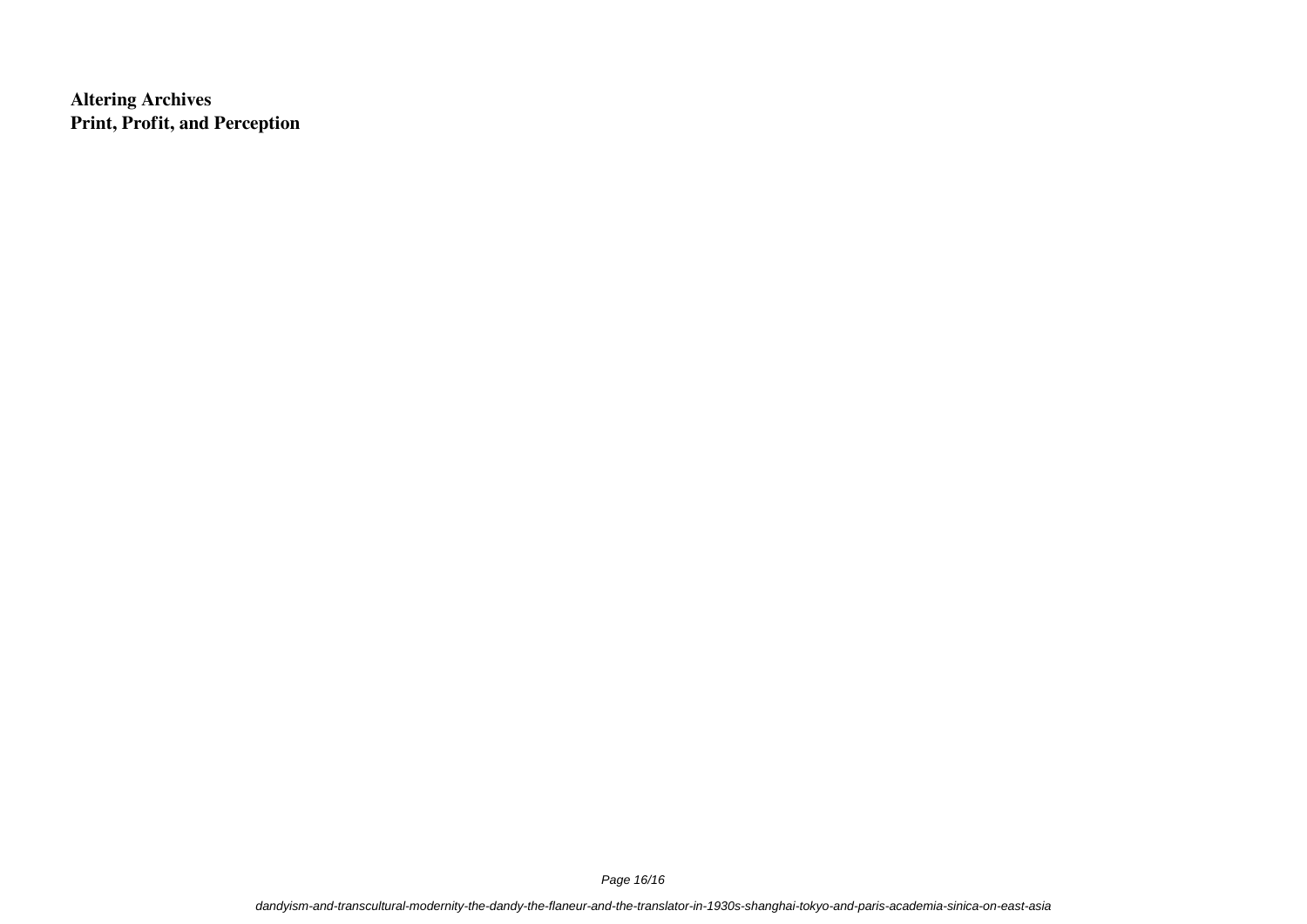**Altering Archives**
**Print, Profit, and Perception**